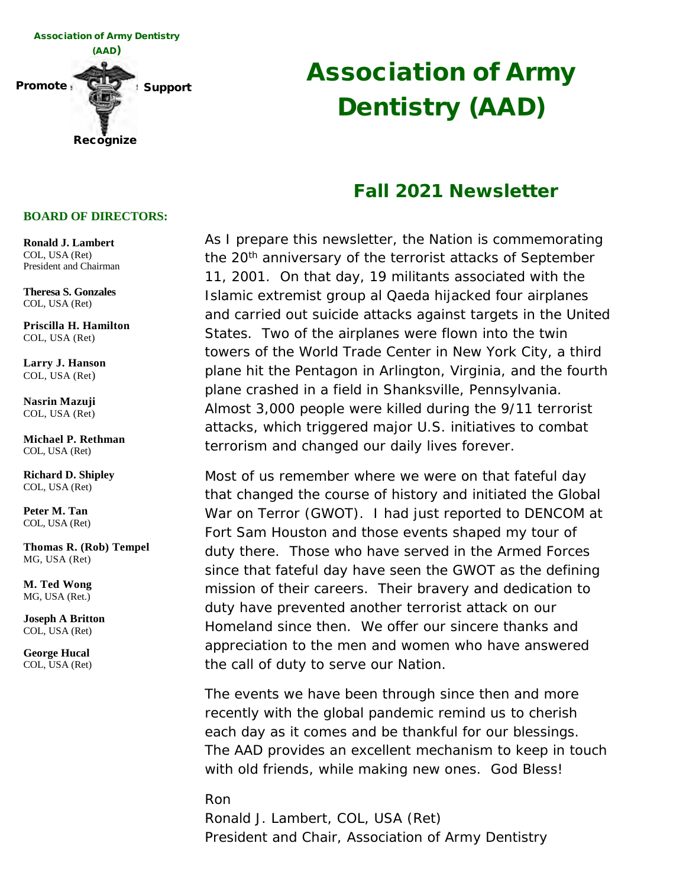Association of Army Dentistry (AAD)

Promote | Support | Recognize

# Association of Army Dentistry (AAD)

## Fall 2021 Newsletter

**BOARD OF DIRECTORS:**

**Ronald J. Lambert**
COL, USA (Ret)
President and Chairman

**Theresa S. Gonzales**
COL, USA (Ret)

**Priscilla H. Hamilton**
COL, USA (Ret)

**Larry J. Hanson**
COL, USA (Ret)

**Nasrin Mazuji**
COL, USA (Ret)

**Michael P. Rethman**
COL, USA (Ret)

**Richard D. Shipley**
COL, USA (Ret)

**Peter M. Tan**
COL, USA (Ret)

**Thomas R. (Rob) Tempel**
MG, USA (Ret)

**M. Ted Wong**
MG, USA (Ret.)

**Joseph A Britton**
COL, USA (Ret)

**George Hucal**
COL, USA (Ret)

As I prepare this newsletter, the Nation is commemorating the 20th anniversary of the terrorist attacks of September 11, 2001. On that day, 19 militants associated with the Islamic extremist group al Qaeda hijacked four airplanes and carried out suicide attacks against targets in the United States. Two of the airplanes were flown into the twin towers of the World Trade Center in New York City, a third plane hit the Pentagon in Arlington, Virginia, and the fourth plane crashed in a field in Shanksville, Pennsylvania. Almost 3,000 people were killed during the 9/11 terrorist attacks, which triggered major U.S. initiatives to combat terrorism and changed our daily lives forever.

Most of us remember where we were on that fateful day that changed the course of history and initiated the Global War on Terror (GWOT). I had just reported to DENCOM at Fort Sam Houston and those events shaped my tour of duty there. Those who have served in the Armed Forces since that fateful day have seen the GWOT as the defining mission of their careers. Their bravery and dedication to duty have prevented another terrorist attack on our Homeland since then. We offer our sincere thanks and appreciation to the men and women who have answered the call of duty to serve our Nation.

The events we have been through since then and more recently with the global pandemic remind us to cherish each day as it comes and be thankful for our blessings. The AAD provides an excellent mechanism to keep in touch with old friends, while making new ones. God Bless!

Ron
Ronald J. Lambert, COL, USA (Ret)
President and Chair, Association of Army Dentistry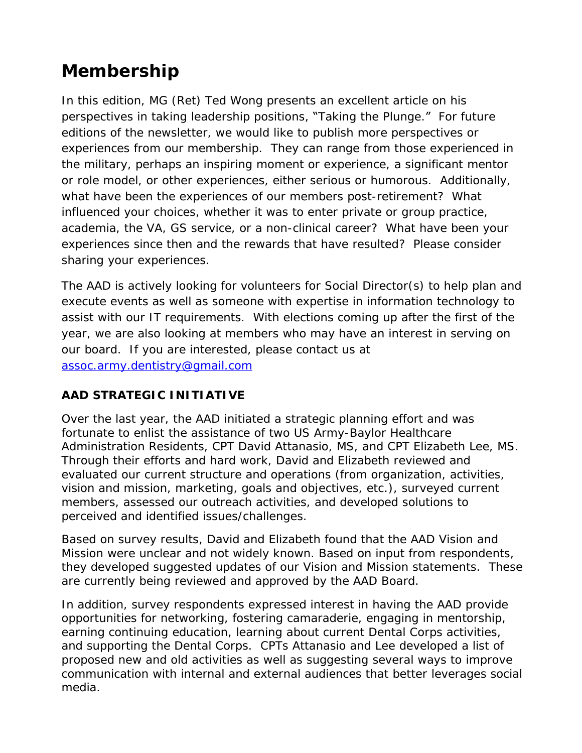# Membership

In this edition, MG (Ret) Ted Wong presents an excellent article on his perspectives in taking leadership positions, "Taking the Plunge." For future editions of the newsletter, we would like to publish more perspectives or experiences from our membership. They can range from those experienced in the military, perhaps an inspiring moment or experience, a significant mentor or role model, or other experiences, either serious or humorous. Additionally, what have been the experiences of our members post-retirement? What influenced your choices, whether it was to enter private or group practice, academia, the VA, GS service, or a non-clinical career? What have been your experiences since then and the rewards that have resulted? Please consider sharing your experiences.

The AAD is actively looking for volunteers for Social Director(s) to help plan and execute events as well as someone with expertise in information technology to assist with our IT requirements. With elections coming up after the first of the year, we are also looking at members who may have an interest in serving on our board. If you are interested, please contact us at assoc.army.dentistry@gmail.com

**AAD STRATEGIC INITIATIVE**

Over the last year, the AAD initiated a strategic planning effort and was fortunate to enlist the assistance of two US Army-Baylor Healthcare Administration Residents, CPT David Attanasio, MS, and CPT Elizabeth Lee, MS. Through their efforts and hard work, David and Elizabeth reviewed and evaluated our current structure and operations (from organization, activities, vision and mission, marketing, goals and objectives, etc.), surveyed current members, assessed our outreach activities, and developed solutions to perceived and identified issues/challenges.

Based on survey results, David and Elizabeth found that the AAD Vision and Mission were unclear and not widely known. Based on input from respondents, they developed suggested updates of our Vision and Mission statements. These are currently being reviewed and approved by the AAD Board.

In addition, survey respondents expressed interest in having the AAD provide opportunities for networking, fostering camaraderie, engaging in mentorship, earning continuing education, learning about current Dental Corps activities, and supporting the Dental Corps. CPTs Attanasio and Lee developed a list of proposed new and old activities as well as suggesting several ways to improve communication with internal and external audiences that better leverages social media.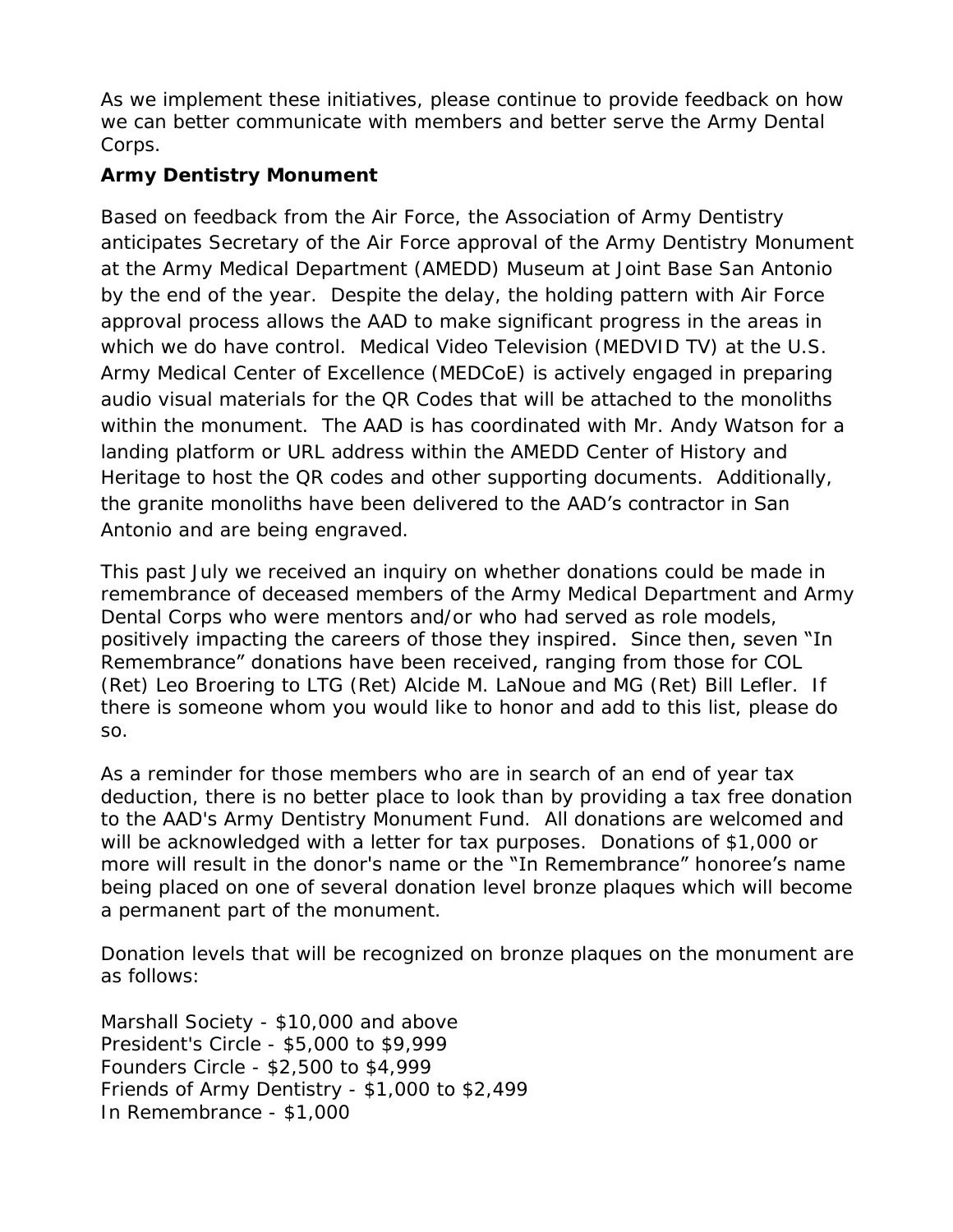As we implement these initiatives, please continue to provide feedback on how we can better communicate with members and better serve the Army Dental Corps.

**Army Dentistry Monument**

Based on feedback from the Air Force, the Association of Army Dentistry anticipates Secretary of the Air Force approval of the Army Dentistry Monument at the Army Medical Department (AMEDD) Museum at Joint Base San Antonio by the end of the year. Despite the delay, the holding pattern with Air Force approval process allows the AAD to make significant progress in the areas in which we do have control. Medical Video Television (MEDVID TV) at the U.S. Army Medical Center of Excellence (MEDCoE) is actively engaged in preparing audio visual materials for the QR Codes that will be attached to the monoliths within the monument. The AAD is has coordinated with Mr. Andy Watson for a landing platform or URL address within the AMEDD Center of History and Heritage to host the QR codes and other supporting documents. Additionally, the granite monoliths have been delivered to the AAD's contractor in San Antonio and are being engraved.

This past July we received an inquiry on whether donations could be made in remembrance of deceased members of the Army Medical Department and Army Dental Corps who were mentors and/or who had served as role models, positively impacting the careers of those they inspired. Since then, seven "In Remembrance" donations have been received, ranging from those for COL (Ret) Leo Broering to LTG (Ret) Alcide M. LaNoue and MG (Ret) Bill Lefler. If there is someone whom you would like to honor and add to this list, please do so.

As a reminder for those members who are in search of an end of year tax deduction, there is no better place to look than by providing a tax free donation to the AAD's Army Dentistry Monument Fund. All donations are welcomed and will be acknowledged with a letter for tax purposes. Donations of $1,000 or more will result in the donor's name or the "In Remembrance" honoree's name being placed on one of several donation level bronze plaques which will become a permanent part of the monument.

Donation levels that will be recognized on bronze plaques on the monument are as follows:

Marshall Society - $10,000 and above
President's Circle - $5,000 to $9,999
Founders Circle - $2,500 to $4,999
Friends of Army Dentistry - $1,000 to $2,499
In Remembrance - $1,000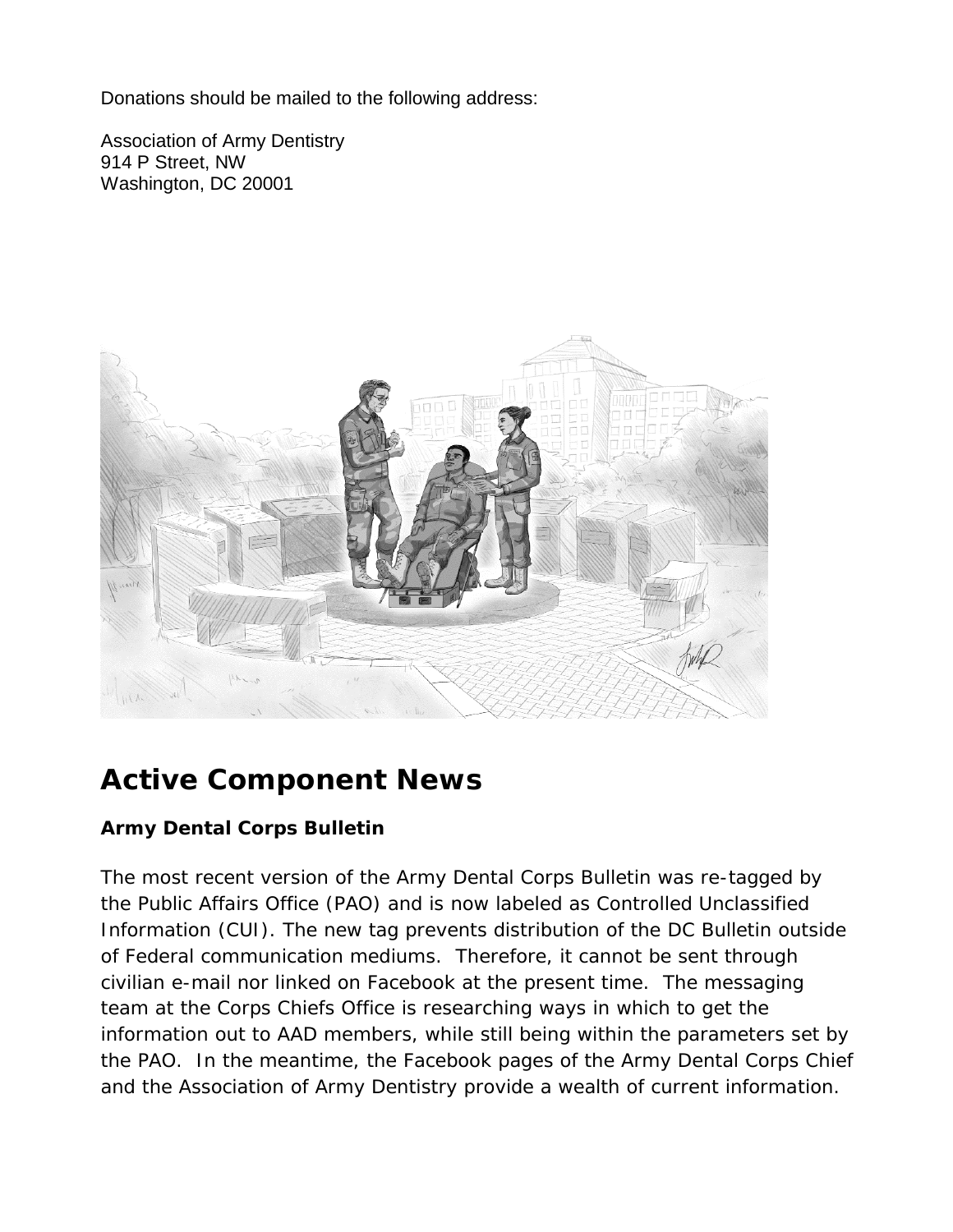Donations should be mailed to the following address:

Association of Army Dentistry
914 P Street, NW
Washington, DC 20001

# Active Component News

### Army Dental Corps Bulletin

The most recent version of the Army Dental Corps Bulletin was re-tagged by the Public Affairs Office (PAO) and is now labeled as Controlled Unclassified Information (CUI). The new tag prevents distribution of the DC Bulletin outside of Federal communication mediums. Therefore, it cannot be sent through civilian e-mail nor linked on Facebook at the present time. The messaging team at the Corps Chiefs Office is researching ways in which to get the information out to AAD members, while still being within the parameters set by the PAO. In the meantime, the Facebook pages of the Army Dental Corps Chief and the Association of Army Dentistry provide a wealth of current information.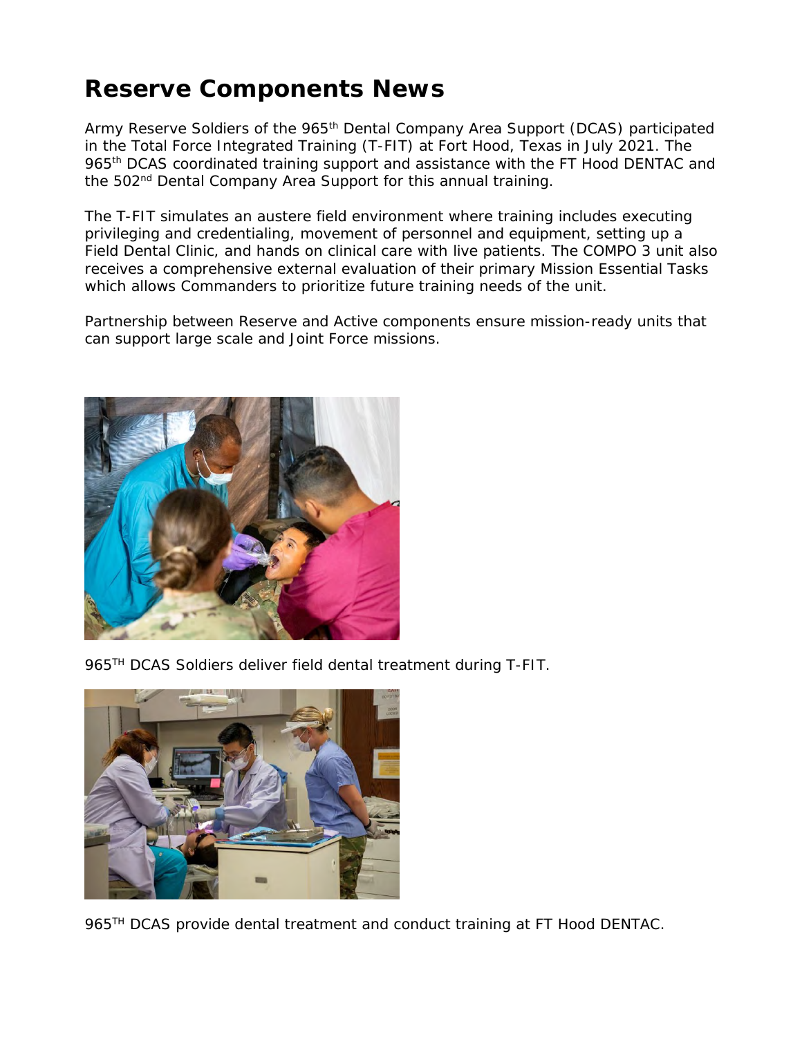# Reserve Components News

Army Reserve Soldiers of the 965th Dental Company Area Support (DCAS) participated in the Total Force Integrated Training (T-FIT) at Fort Hood, Texas in July 2021. The 965th DCAS coordinated training support and assistance with the FT Hood DENTAC and the 502nd Dental Company Area Support for this annual training.

The T-FIT simulates an austere field environment where training includes executing privileging and credentialing, movement of personnel and equipment, setting up a Field Dental Clinic, and hands on clinical care with live patients. The COMPO 3 unit also receives a comprehensive external evaluation of their primary Mission Essential Tasks which allows Commanders to prioritize future training needs of the unit.

Partnership between Reserve and Active components ensure mission-ready units that can support large scale and Joint Force missions.

965TH DCAS Soldiers deliver field dental treatment during T-FIT.

965TH DCAS provide dental treatment and conduct training at FT Hood DENTAC.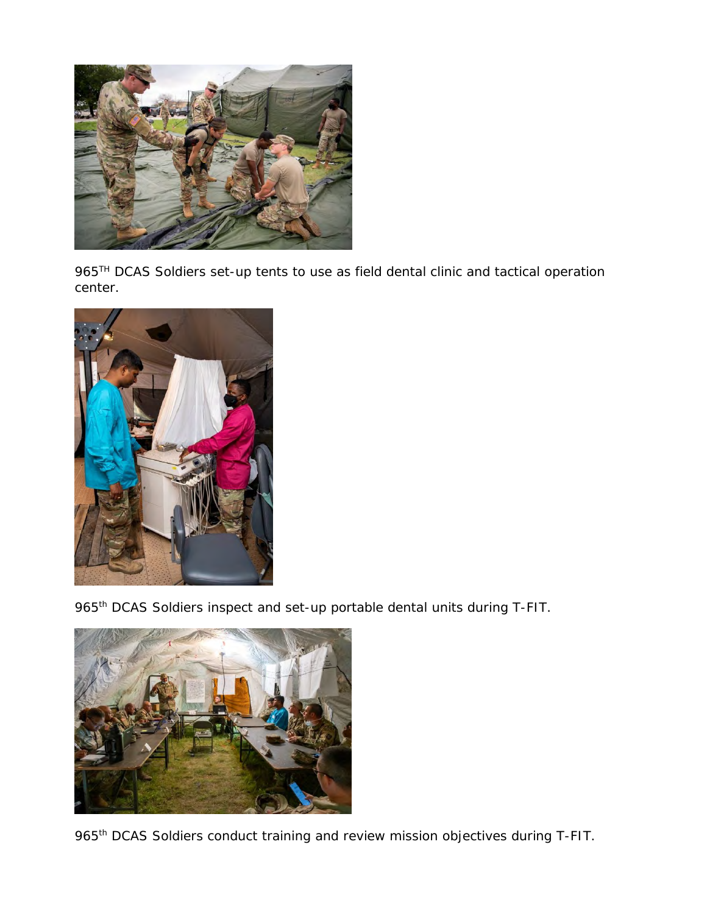965TH DCAS Soldiers set-up tents to use as field dental clinic and tactical operation center.

965th DCAS Soldiers inspect and set-up portable dental units during T-FIT.

965th DCAS Soldiers conduct training and review mission objectives during T-FIT.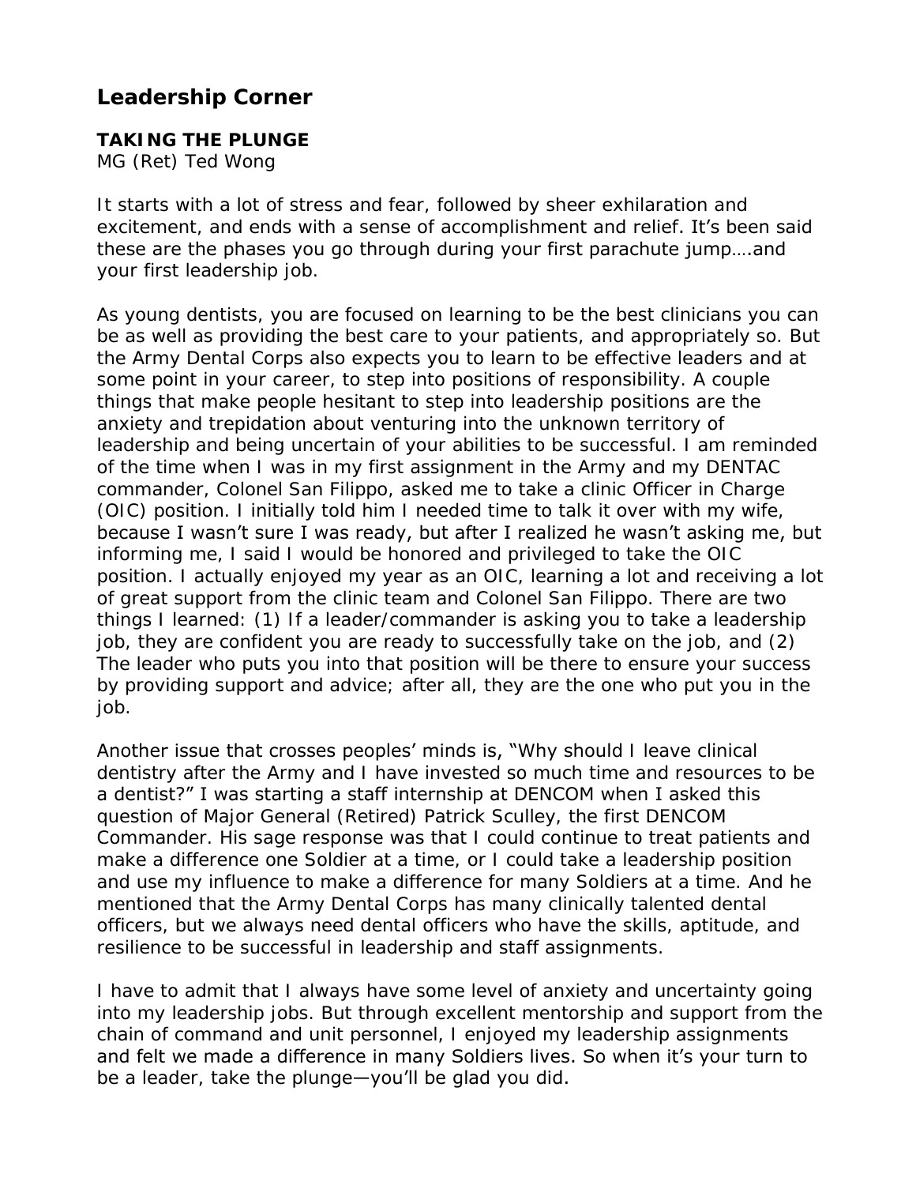## Leadership Corner

**TAKING THE PLUNGE**
MG (Ret) Ted Wong

It starts with a lot of stress and fear, followed by sheer exhilaration and excitement, and ends with a sense of accomplishment and relief. It's been said these are the phases you go through during your first parachute jump….and your first leadership job.

As young dentists, you are focused on learning to be the best clinicians you can be as well as providing the best care to your patients, and appropriately so. But the Army Dental Corps also expects you to learn to be effective leaders and at some point in your career, to step into positions of responsibility. A couple things that make people hesitant to step into leadership positions are the anxiety and trepidation about venturing into the unknown territory of leadership and being uncertain of your abilities to be successful. I am reminded of the time when I was in my first assignment in the Army and my DENTAC commander, Colonel San Filippo, asked me to take a clinic Officer in Charge (OIC) position. I initially told him I needed time to talk it over with my wife, because I wasn't sure I was ready, but after I realized he wasn't asking me, but informing me, I said I would be honored and privileged to take the OIC position. I actually enjoyed my year as an OIC, learning a lot and receiving a lot of great support from the clinic team and Colonel San Filippo. There are two things I learned: (1) If a leader/commander is asking you to take a leadership job, they are confident you are ready to successfully take on the job, and (2) The leader who puts you into that position will be there to ensure your success by providing support and advice; after all, they are the one who put you in the job.

Another issue that crosses peoples' minds is, "Why should I leave clinical dentistry after the Army and I have invested so much time and resources to be a dentist?" I was starting a staff internship at DENCOM when I asked this question of Major General (Retired) Patrick Sculley, the first DENCOM Commander. His sage response was that I could continue to treat patients and make a difference one Soldier at a time, or I could take a leadership position and use my influence to make a difference for many Soldiers at a time. And he mentioned that the Army Dental Corps has many clinically talented dental officers, but we always need dental officers who have the skills, aptitude, and resilience to be successful in leadership and staff assignments.

I have to admit that I always have some level of anxiety and uncertainty going into my leadership jobs. But through excellent mentorship and support from the chain of command and unit personnel, I enjoyed my leadership assignments and felt we made a difference in many Soldiers lives. So when it's your turn to be a leader, take the plunge—you'll be glad you did.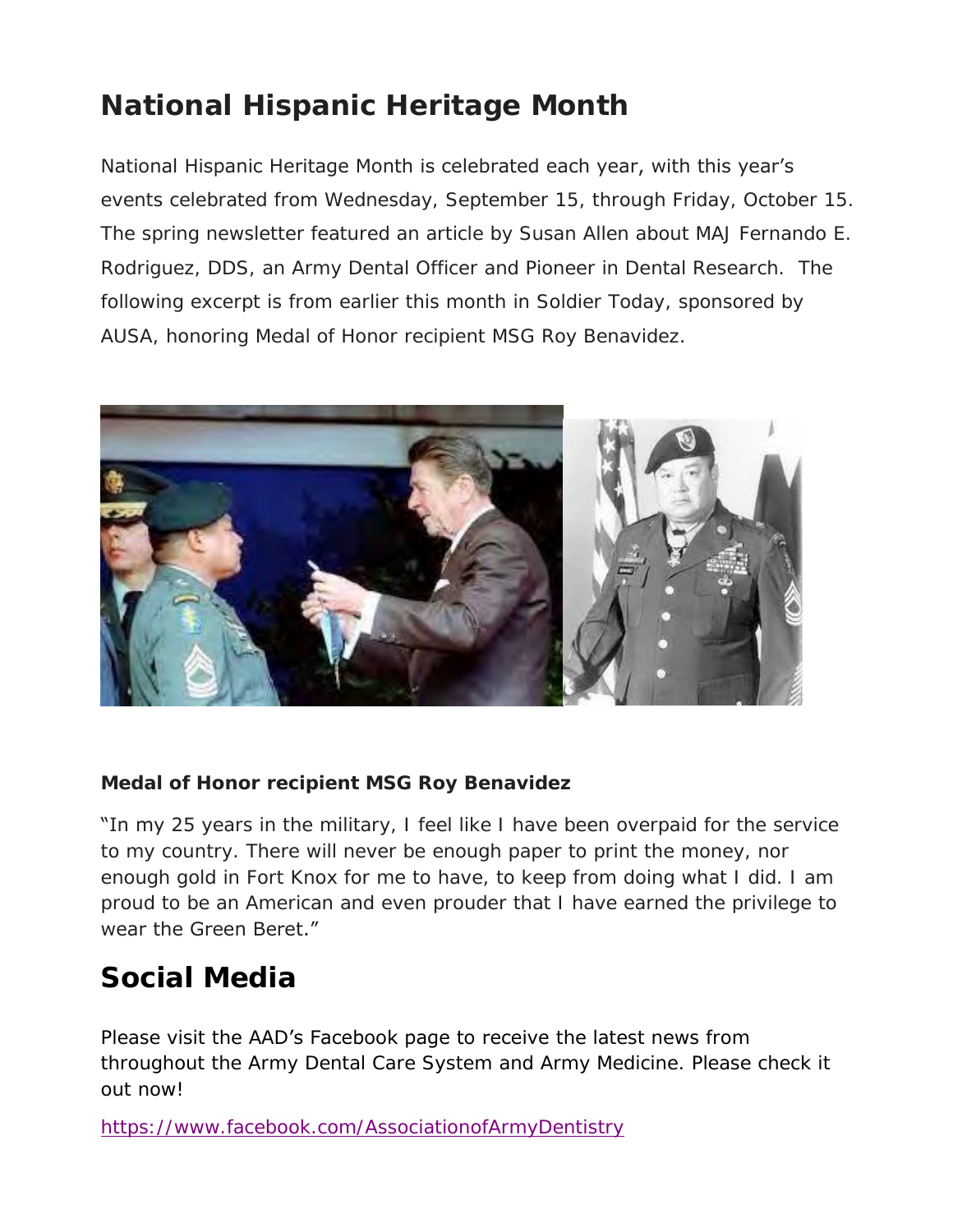# National Hispanic Heritage Month

National Hispanic Heritage Month is celebrated each year, with this year's events celebrated from Wednesday, September 15, through Friday, October 15. The spring newsletter featured an article by Susan Allen about MAJ Fernando E. Rodriguez, DDS, an Army Dental Officer and Pioneer in Dental Research. The following excerpt is from earlier this month in Soldier Today, sponsored by AUSA, honoring Medal of Honor recipient MSG Roy Benavidez.

**Medal of Honor recipient MSG Roy Benavidez**

"In my 25 years in the military, I feel like I have been overpaid for the service to my country. There will never be enough paper to print the money, nor enough gold in Fort Knox for me to have, to keep from doing what I did. I am proud to be an American and even prouder that I have earned the privilege to wear the Green Beret."

# Social Media

Please visit the AAD's Facebook page to receive the latest news from throughout the Army Dental Care System and Army Medicine. Please check it out now!

https://www.facebook.com/AssociationofArmyDentistry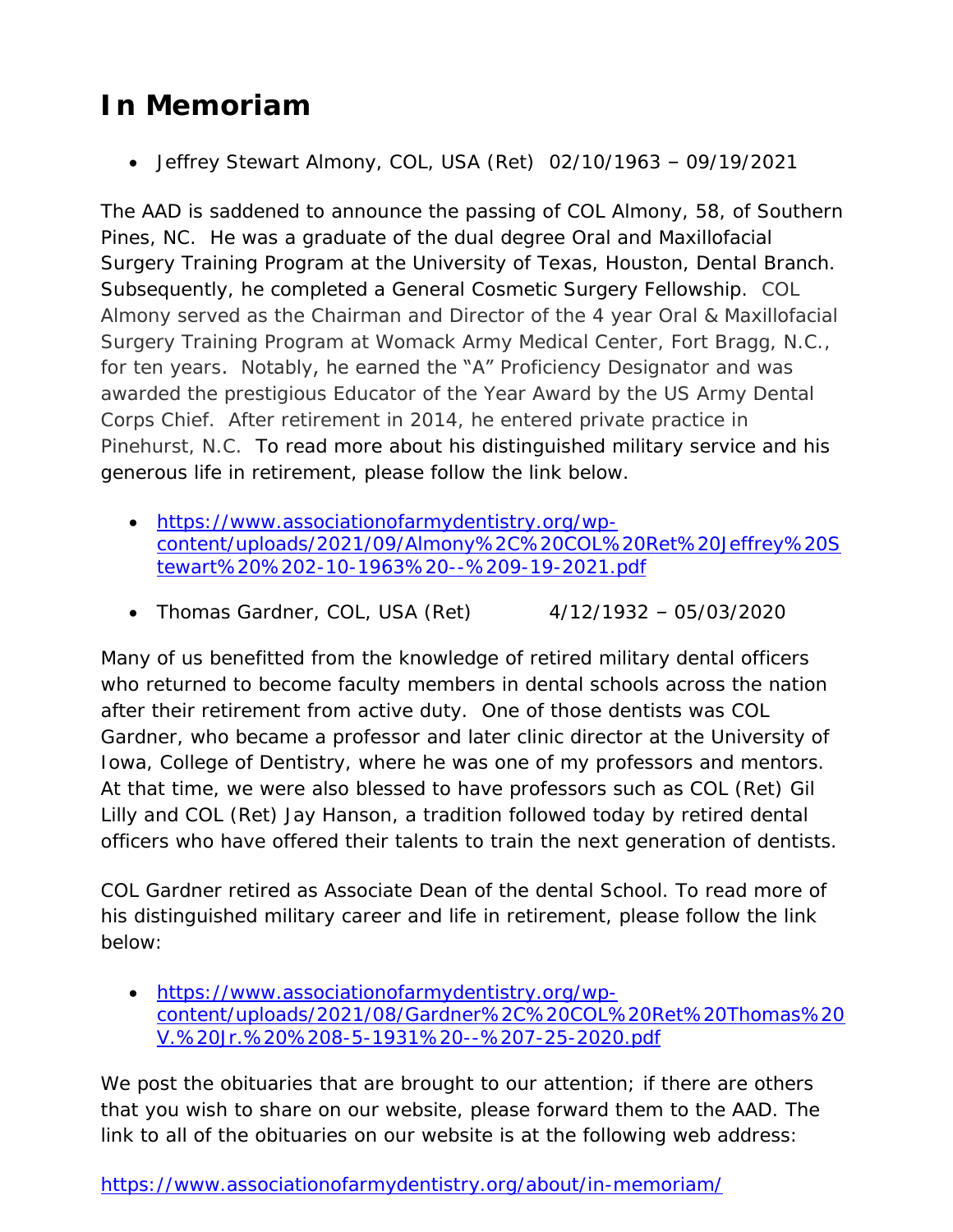# In Memoriam

- Jeffrey Stewart Almony, COL, USA (Ret) 02/10/1963 – 09/19/2021

The AAD is saddened to announce the passing of COL Almony, 58, of Southern Pines, NC. He was a graduate of the dual degree Oral and Maxillofacial Surgery Training Program at the University of Texas, Houston, Dental Branch. Subsequently, he completed a General Cosmetic Surgery Fellowship. COL Almony served as the Chairman and Director of the 4 year Oral & Maxillofacial Surgery Training Program at Womack Army Medical Center, Fort Bragg, N.C., for ten years. Notably, he earned the "A" Proficiency Designator and was awarded the prestigious Educator of the Year Award by the US Army Dental Corps Chief. After retirement in 2014, he entered private practice in Pinehurst, N.C. To read more about his distinguished military service and his generous life in retirement, please follow the link below.

- [https://www.associationofarmydentistry.org/wp-content/uploads/2021/09/Almony%2C%20COL%20Ret%20Jeffrey%20Stewart%20%202-10-1963%20--%209-19-2021.pdf](https://www.associationofarmydentistry.org/wp-content/uploads/2021/09/Almony%2C%20COL%20Ret%20Jeffrey%20Stewart%20%202-10-1963%20--%209-19-2021.pdf)

- Thomas Gardner, COL, USA (Ret) 4/12/1932 – 05/03/2020

Many of us benefitted from the knowledge of retired military dental officers who returned to become faculty members in dental schools across the nation after their retirement from active duty. One of those dentists was COL Gardner, who became a professor and later clinic director at the University of Iowa, College of Dentistry, where he was one of my professors and mentors. At that time, we were also blessed to have professors such as COL (Ret) Gil Lilly and COL (Ret) Jay Hanson, a tradition followed today by retired dental officers who have offered their talents to train the next generation of dentists.

COL Gardner retired as Associate Dean of the dental School. To read more of his distinguished military career and life in retirement, please follow the link below:

- [https://www.associationofarmydentistry.org/wp-content/uploads/2021/08/Gardner%2C%20COL%20Ret%20Thomas%20V.%20Jr.%20%208-5-1931%20--%207-25-2020.pdf](https://www.associationofarmydentistry.org/wp-content/uploads/2021/08/Gardner%2C%20COL%20Ret%20Thomas%20V.%20Jr.%20%208-5-1931%20--%207-25-2020.pdf)

We post the obituaries that are brought to our attention; if there are others that you wish to share on our website, please forward them to the AAD. The link to all of the obituaries on our website is at the following web address:

[https://www.associationofarmydentistry.org/about/in-memoriam/](https://www.associationofarmydentistry.org/about/in-memoriam/)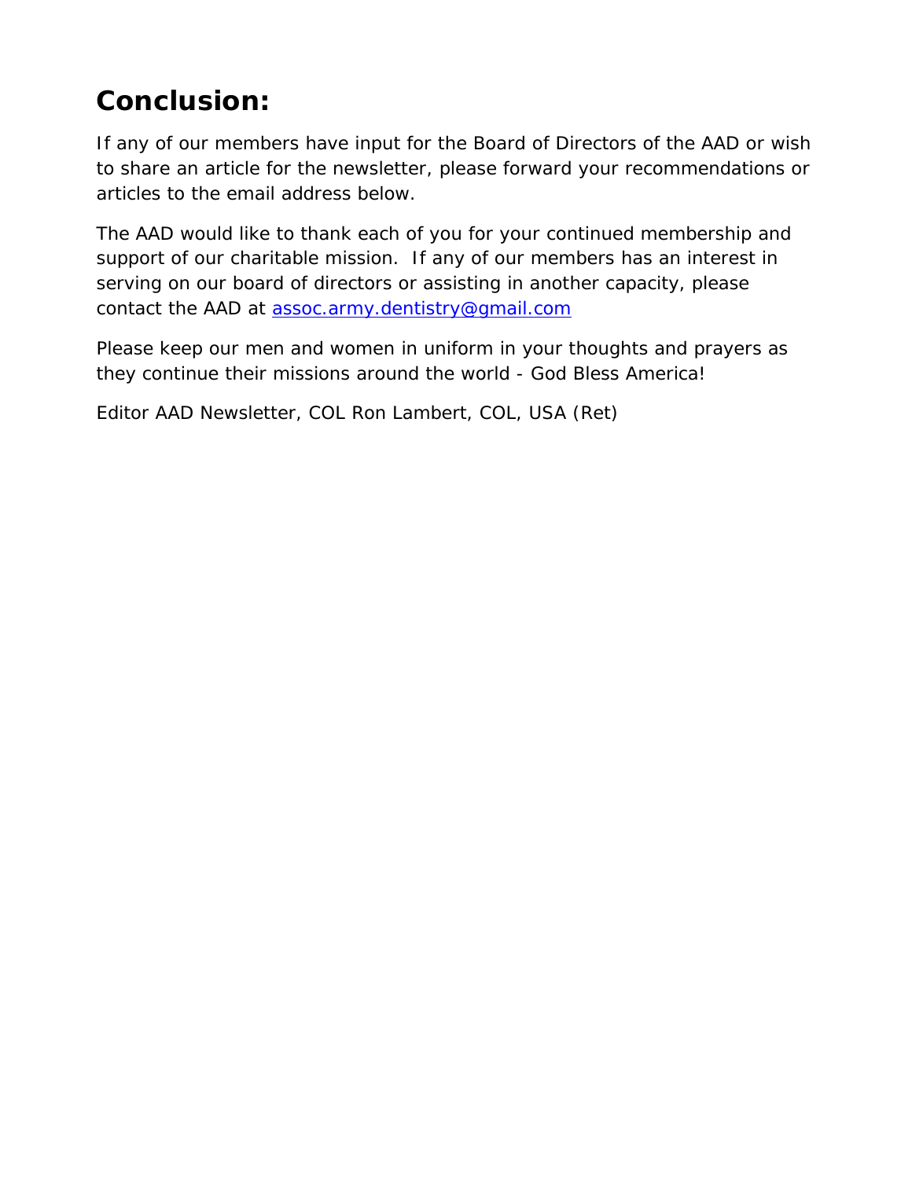## Conclusion:

If any of our members have input for the Board of Directors of the AAD or wish to share an article for the newsletter, please forward your recommendations or articles to the email address below.

The AAD would like to thank each of you for your continued membership and support of our charitable mission.  If any of our members has an interest in serving on our board of directors or assisting in another capacity, please contact the AAD at assoc.army.dentistry@gmail.com

Please keep our men and women in uniform in your thoughts and prayers as they continue their missions around the world - God Bless America!

Editor AAD Newsletter, COL Ron Lambert, COL, USA (Ret)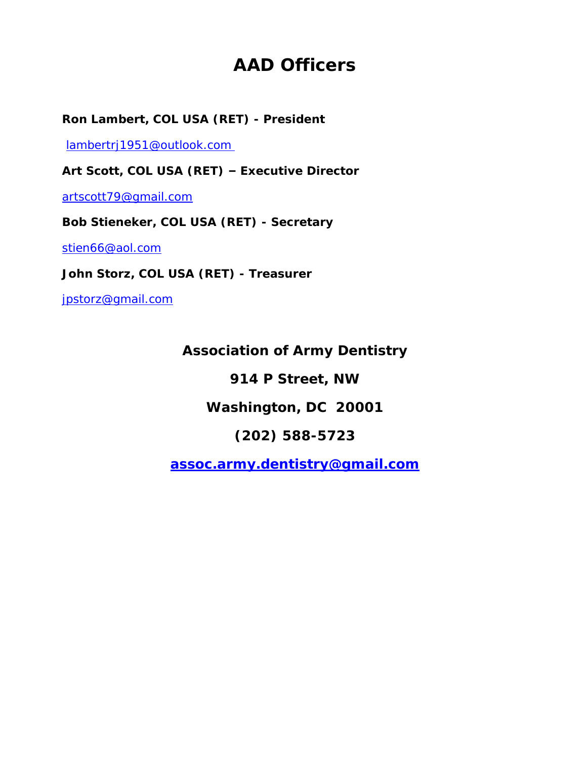# AAD Officers

**Ron Lambert, COL USA (RET) - President**

lambertrj1951@outlook.com

**Art Scott, COL USA (RET) – Executive Director**

artscott79@gmail.com

**Bob Stieneker, COL USA (RET) - Secretary**

stien66@aol.com

**John Storz, COL USA (RET) - Treasurer**

jpstorz@gmail.com

**Association of Army Dentistry**

**914 P Street, NW**

**Washington, DC 20001**

**(202) 588-5723**

**assoc.army.dentistry@gmail.com**